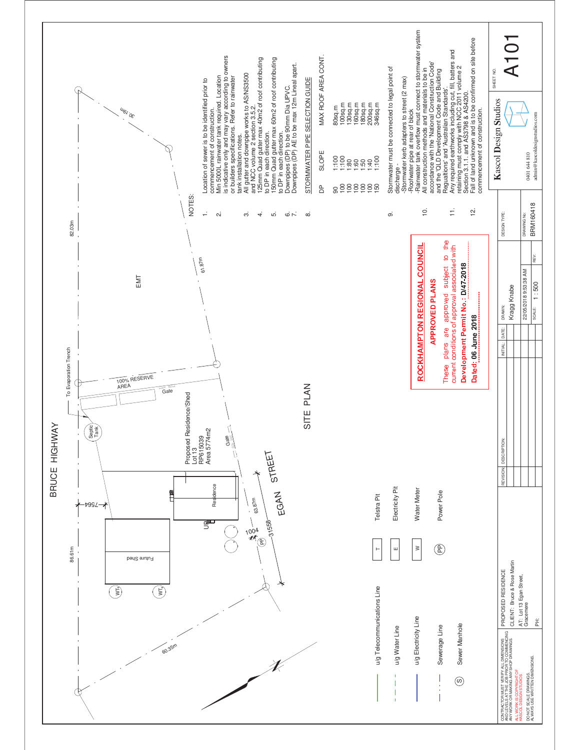# SITE PLAN

BRUCE HIGHWAY

EGAN STREET

EMT

To Evaporation Trench

100% RESERVE AREA

Gate

Septic Tank

Proposed Residence/Shed
Lot 13
RP615039
Area 5774m2

Residence

Future Shed

86.61m

82.03m

30.19m

61.87m

60.35m

63.87m

7564

1004

31558

## Legend

| Symbol | Description |
|---|---|
| | u/g Telecommunications Line |
| | u/g Water Line |
| | u/g Electricity Line |
| | Sewerage Line |
| (S) | Sewer Manhole |
| T | Telstra Pit |
| E | Electricity Pit |
| W | Water Meter |
| (PP) | Power Pole |

## NOTES:

1. Location of sewer is to be identified prior to commencement of construction.
2. Min 5000L rainwater tank required. Location is indicative only and may vary according to owners or builders specifications. Refer to rainwater tank installation notes.
3. All gutter and downpipe works to AS/NS3500 and NCC volume 2 section 3.5.2.
4. 125mm Quad gutter max 40m2 of roof contributing to DP in each direction.
5. 150mm Quad gutter max 60m2 of roof contributing to DP in each direction.
6. Downpipes (DP) to be 90mm Dia UPVC.
7. Downpipes (DP) AE to be max 12m Lineal apart.
8. STORMWATER PIPE SELECTION GUIDE

| DP | SLOPE | MAX ROOF AREA CONT. |
|---|---|---|
| 90 | 1:100 | 80sq.m |
| 100 | 1:100 | 100sq.m |
| 100 | 1:80 | 130sq.m |
| 100 | 1:60 | 160sq.m |
| 100 | 1:50 | 180sq.m |
| 100 | 1:40 | 200sq.m |
| 150 | 1:100 | 346sq.m |

9. Stormwater must be connected to legal point of discharge -
   -Stormwater kerb adapters to street (2 max)
   -Roofwater pipe at rear of block
   -Rainwater tank overflow must connect to stormwater system
10. All construction methods and materials to be in accordance with the 'National Construction Code' and the 'QLD Development Code and Building Regulations' and 'Australian Standards'.
11. Any required earthworks including cut, fill, batters and retaining must comply with NCC 2011 volume 2 Section 3.1.1. and AS3798 & AS4200.
12. Fall of land unknown and is to be confirmed on site before commencement of construction.

**ROCKHAMPTON REGIONAL COUNCIL**

**APPROVED PLANS**

These plans are approved subject to the current conditions of approval associated with

**Development Permit No.: D/47-2018**

**Dated: 06 June 2018**

CONTRACTOR MUST VERIFY ALL DIMENSIONS AND LEVELS AT THE JOB PRIOR TO COMMENCING ANY WORK OR MAKING ANY SHOP DRAWINGS.
ALL WORK IS COPYRIGHT OF KASCOL DESIGN STUDIOS
DO NOT SCALE DRAWINGS. ALWAYS USE WRITTEN DIMENSIONS.

PROPOSED RESIDENCE
CLIENT: Bruce & Rose Martin
AT: Lot 13 Egan Street, Gracemere
PH:

| REVISION | DESCRIPTION | INITIAL | DATE |
|---|---|---|---|
| | | | |

DRAWN: Kragg Knabe
22/05/2018 9:53:38 AM
SCALE: 1 : 500
REV:

DESIGN TYPE:
DRAWING No: BRM160418

Kascol Design Studios
0401 644 810
admin@kascoldesignstudios.com

SHEET NO. A101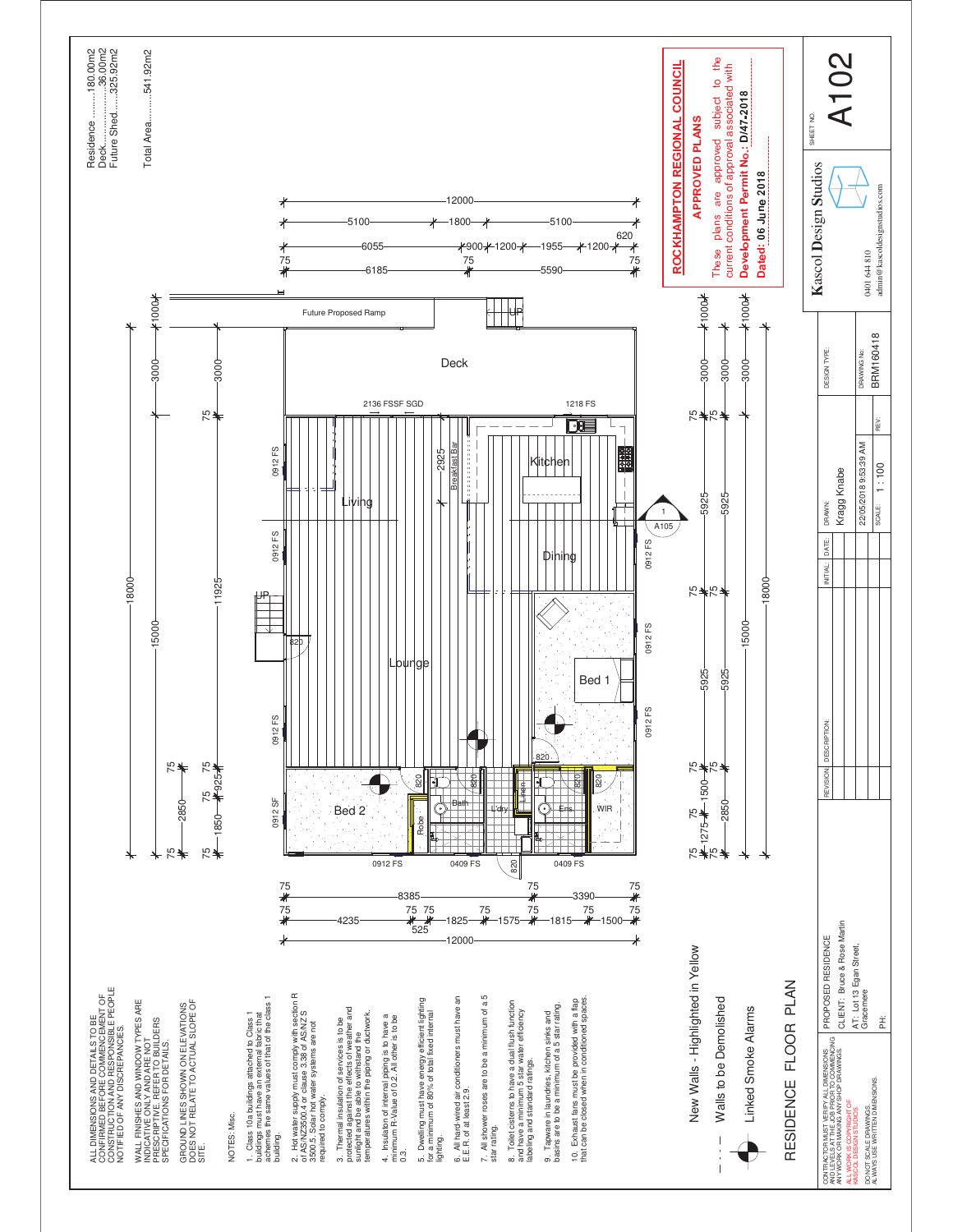Residence ..........180.00m2
Deck.....................36.00m2
Future Shed.......325.92m2

Total Area..........541.92m2

ALL DIMENSIONS AND DETAILS TO BE CONFIRMED BEFORE COMMENCEMENT OF CONSTRUCTION AND RESPONSIBLE PEOPLE NOTIFIED OF ANY DISCREPANCIES.

WALL FINISHES AND WINDOW TYPES ARE INDICATIVE ONLY AND ARE NOT PRESCRIPTIVE. REFER TO BUILDERS SPECIFICATIONS FOR DETAILS.

GROUND LINES SHOWN ON ELEVATIONS DOES NOT RELATE TO ACTUAL SLOPE OF SITE.

NOTES: Misc.

1. Class 10a buildings attached to Class 1 buildings must have an external fabric that achieves the same values of that of the class 1 building.
2. Hot water supply must comply with section R of AS/NZ3500.4 or clause 3.38 of AS/NZS 3500.5. Solar hot water systems are not required to comply.
3. Thermal insulation of services is to be protected against the effects of weather and sunlight and be able to withstand the temperatures within the piping or ductwork.
4. Insulation of internal piping is to have a minimum R-Value of 0.2. All other is to be 0.3.
5. Dwelling must have energy efficient lighting for a minimum of 80% of total fixed internal lighting.
6. All hard-wired air conditioners must have an E.E.R. of at least 2.9.
7. All shower roses are to be a minimum of a 5 star rating.
8. Toilet cisterns to have a dual flush function and have a minimum 5 star water efficiency labeling and standard ratings.
9. Tapware in laundries, kitchen sinks and basins are to be a minimum of a 5 star rating.
10. Exhaust fans must be provided with a flap that can be closed when in conditioned spaces.

New Walls - Highlighted in Yellow

Walls to be Demolished

Linked Smoke Alarms

# RESIDENCE FLOOR PLAN

**ROCKHAMPTON REGIONAL COUNCIL**
**APPROVED PLANS**
These plans are approved subject to the current conditions of approval associated with
**Development Permit No.: D/47-2018**
**Dated: 06 June 2018**

Future Proposed Ramp — UP — Deck — 2136 FSSF SGD — 1218 FS — Living — Kitchen — 2925 Breakfast Bar — Dining — Lounge — Bed 1 — Bed 2 — Robe — Bath — L'dry — Linen — Ens — WIR — 0912 FS — 0912 SF — 0409 FS — 820 — UP — 1 A105

Dimensions: 12000; 5100, 1800, 5100; 6055, 900, 1200, 1955, 1200, 620; 75, 6185, 75, 5590, 75; 18000; 15000; 11925; 1000, 3000, 5925, 5925, 2850, 1500, 1275, 1850, 925, 75; 8385, 3390; 4235, 525, 1825, 1575, 1815, 1500

| REVISION | DESCRIPTION: | INITIAL | DATE: |
|---|---|---|---|
| | | | |

PROPOSED RESIDENCE
CLIENT: Bruce & Rose Martin
AT: Lot 13 Egan Street, Gracemere
PH:

DRAWN: Kragg Knabe
22/05/2018 9:53:39 AM
SCALE: 1 : 100
DESIGN TYPE:
DRAWING No: BRM160418
REV:

Kascol Design Studios
0401 644 810
admin@kascoldesignstudios.com

SHEET NO. A102

CONTRACTOR MUST VERIFY ALL DIMENSIONS AND LEVELS AT THE JOB PRIOR TO COMMENCING ANY WORK OR MAKING ANY SHOP DRAWINGS.
ALL WORK IS COPYRIGHT OF KASCOL DESIGN STUDIOS
DO NOT SCALE DRAWINGS. ALWAYS USE WRITTEN DIMENSIONS.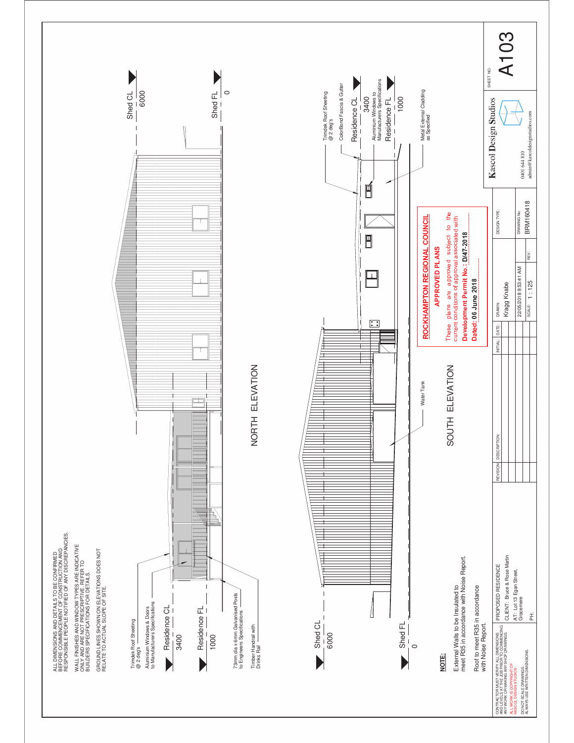ALL DIMENSIONS AND DETAILS TO BE CONFIRMED BEFORE COMMENCEMENT OF CONSTRUCTION AND RESPONSIBLE PEOPLE NOTIFIED OF ANY DISCREPANCIES.

WALL FINISHES AND WINDOW TYPES ARE INDICATIVE ONLY AND ARE NOT PRESCRIPTIVE. REFER TO BUILDERS SPECIFICATIONS FOR DETAILS.

GROUND LINES SHOWN ON ELEVATIONS DOES NOT RELATE TO ACTUAL SLOPE OF SITE.

## NORTH ELEVATION

- Trimdek Roof Sheeting @ 2 deg's
- Aluminium Windows & Doors to Manufacturers Specifications
- Residence CL 3400
- Residence FL 1000
- 73mm dia x 6mm Galvanised Posts to Engineers Specifications
- Timber Handrail with Drinks Rail
- Shed CL 6000
- Shed FL 0

## SOUTH ELEVATION

- Trimdek Roof Sheeting @ 2 deg's
- ColorBond Fascia & Gutter
- Residence CL 3400
- Aluminium Windows to Manufacturers Specifications
- Residence FL 1000
- Metal External Cladding as Specified
- Water Tank
- Shed CL 6000
- Shed FL 0

**NOTE:**

External Walls to be Insulated to meet R35 in accordance with Noise Report.

Roof to meet R35 in accordance with Noise Report.

**ROCKHAMPTON REGIONAL COUNCIL**

**APPROVED PLANS**

These plans are approved subject to the current conditions of approval associated with

**Development Permit No.: D/47-2018**

**Dated: 06 June 2018**

CONTRACTOR MUST VERIFY ALL DIMENSIONS AND LEVELS AT THE JOB PRIOR TO COMMENCING ANY WORK OR MAKING ANY SHOP DRAWINGS.

ALL WORK IS COPYRIGHT OF KASCOL DESIGN STUDIOS

DO NOT SCALE DRAWINGS. ALWAYS USE WRITTEN DIMENSIONS.

PROPOSED RESIDENCE

CLIENT: Bruce & Rose Martin

AT: Lot 13 Egan Street, Gracemere

PH:

| REVISION | DESCRIPTION: | INITIAL | DATE |
| --- | --- | --- | --- |
| | | | |

DRAWN: Kragg Knabe

22/05/2018 9:53:41 AM

SCALE: 1 : 125

REV:

DESIGN TYPE:

DRAWING No: BRM160418

Kascol Design Studios

0401 644 810

admin@kascoldesignstudios.com

SHEET NO. A103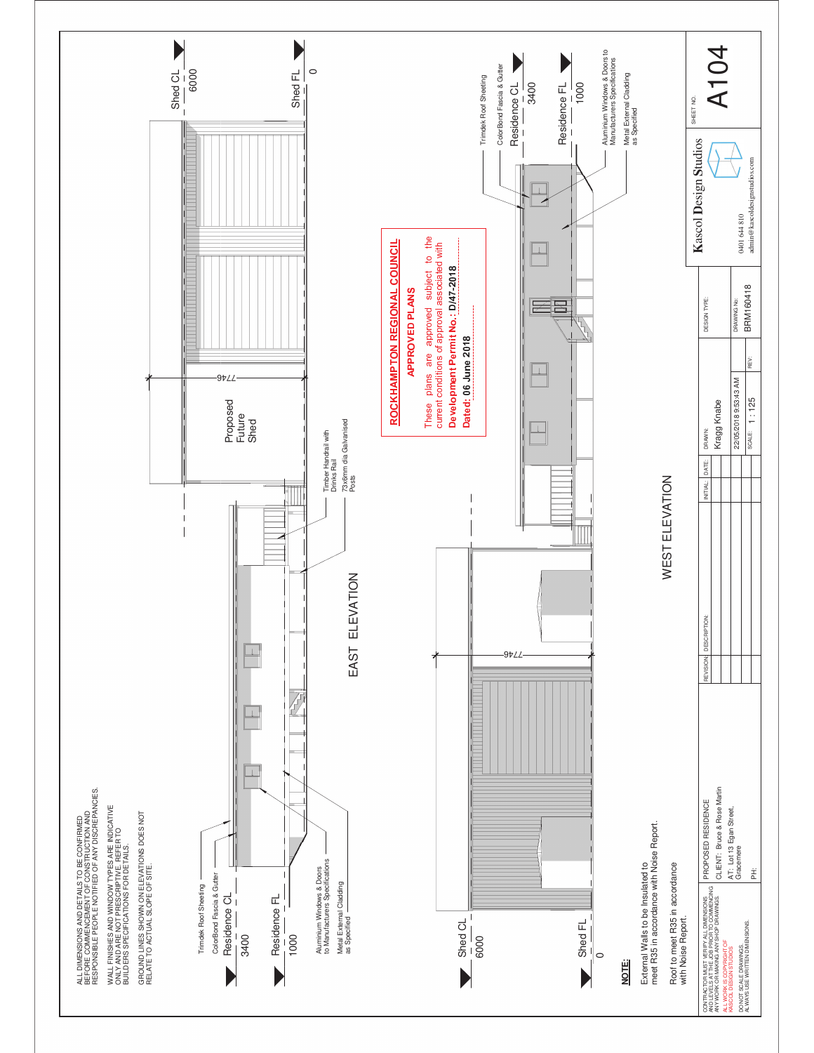ALL DIMENSIONS AND DETAILS TO BE CONFIRMED BEFORE COMMENCEMENT OF CONSTRUCTION AND RESPONSIBLE PEOPLE NOTIFIED OF ANY DISCREPANCIES.

WALL FINISHES AND WINDOW TYPES ARE INDICATIVE ONLY AND ARE NOT PRESCRIPTIVE. REFER TO BUILDERS SPECIFICATIONS FOR DETAILS.

GROUND LINES SHOWN ON ELEVATIONS DOES NOT RELATE TO ACTUAL SLOPE OF SITE.

## EAST ELEVATION

Trimdek Roof Sheeting

ColorBond Fascia & Gutter

Residence CL 3400

Residence FL 1000

Aluminium Windows & Doors to Manufacturers Specifications

Metal External Cladding as Specified

Timber Handrail with Drinks Rail

73x6mm dia Galvanised Posts

Proposed Future Shed

7746

Shed CL 6000

Shed FL 0

## WEST ELEVATION

Shed CL 6000

Shed FL 0

7746

Trimdek Roof Sheeting

ColorBond Fascia & Gutter

Residence CL 3400

Residence FL 1000

Aluminium Windows & Doors to Manufacturers Specifications

Metal External Cladding as Specified

**ROCKHAMPTON REGIONAL COUNCIL**
**APPROVED PLANS**
These plans are approved subject to the current conditions of approval associated with
**Development Permit No.: D/47-2018**
**Dated: 06 June 2018**

**NOTE:**

External Walls to be Insulated to meet R35 in accordance with Noise Report.

Roof to meet R35 in accordance with Noise Report.

CONTRACTOR MUST VERIFY ALL DIMENSIONS AND LEVELS AT THE JOB PRIOR TO COMMENCING ANY WORK OR MAKING ANY SHOP DRAWINGS.
ALL WORK IS COPYRIGHT OF KASCOL DESIGN STUDIOS
DO NOT SCALE DRAWINGS. ALWAYS USE WRITTEN DIMENSIONS.

PROPOSED RESIDENCE
CLIENT: Bruce & Rose Martin
AT: Lot 13 Egan Street, Gracemere
PH:

| REVISION | DESCRIPTION: | INITIAL | DATE |
|---|---|---|---|
| | | | |

DRAWN: Kragg Knabe

DATE: 22/05/2018 9:53:43 AM

SCALE: 1 : 125

REV:

DESIGN TYPE:

DRAWING No: BRM160418

Kascol Design Studios
0401 644 810
admin@kascoldesignstudios.com

SHEET NO. A104